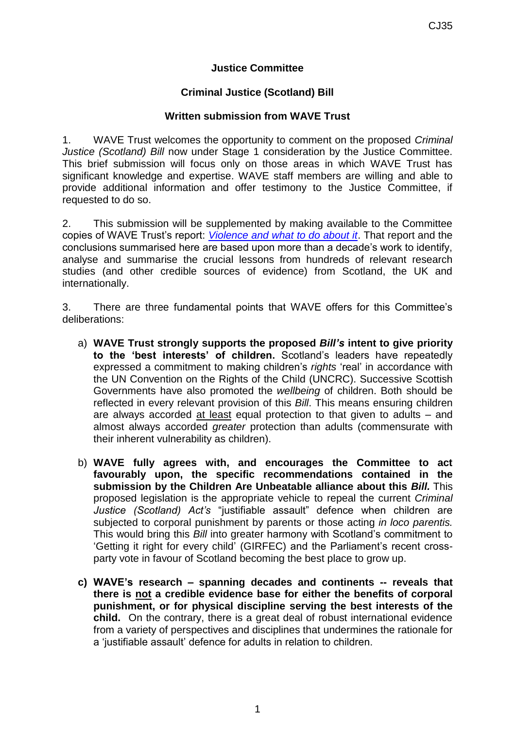**Justice Committee**

**Criminal Justice (Scotland) Bill**

**Written submission from WAVE Trust**

1. WAVE Trust welcomes the opportunity to comment on the proposed *Criminal Justice (Scotland) Bill* now under Stage 1 consideration by the Justice Committee. This brief submission will focus only on those areas in which WAVE Trust has significant knowledge and expertise. WAVE staff members are willing and able to provide additional information and offer testimony to the Justice Committee, if requested to do so.

2. This submission will be supplemented by making available to the Committee copies of WAVE Trust's report: *Violence and what to do about it*. That report and the conclusions summarised here are based upon more than a decade's work to identify, analyse and summarise the crucial lessons from hundreds of relevant research studies (and other credible sources of evidence) from Scotland, the UK and internationally.

3. There are three fundamental points that WAVE offers for this Committee's deliberations:

a) **WAVE Trust strongly supports the proposed *Bill's* intent to give priority to the 'best interests' of children.** Scotland's leaders have repeatedly expressed a commitment to making children's *rights* 'real' in accordance with the UN Convention on the Rights of the Child (UNCRC). Successive Scottish Governments have also promoted the *wellbeing* of children. Both should be reflected in every relevant provision of this *Bill*. This means ensuring children are always accorded at least equal protection to that given to adults – and almost always accorded *greater* protection than adults (commensurate with their inherent vulnerability as children).

b) **WAVE fully agrees with, and encourages the Committee to act favourably upon, the specific recommendations contained in the submission by the Children Are Unbeatable alliance about this *Bill.*** This proposed legislation is the appropriate vehicle to repeal the current *Criminal Justice (Scotland) Act's* "justifiable assault" defence when children are subjected to corporal punishment by parents or those acting *in loco parentis.* This would bring this *Bill* into greater harmony with Scotland's commitment to 'Getting it right for every child' (GIRFEC) and the Parliament's recent cross-party vote in favour of Scotland becoming the best place to grow up.

c) **WAVE's research – spanning decades and continents -- reveals that there is not a credible evidence base for either the benefits of corporal punishment, or for physical discipline serving the best interests of the child.** On the contrary, there is a great deal of robust international evidence from a variety of perspectives and disciplines that undermines the rationale for a 'justifiable assault' defence for adults in relation to children.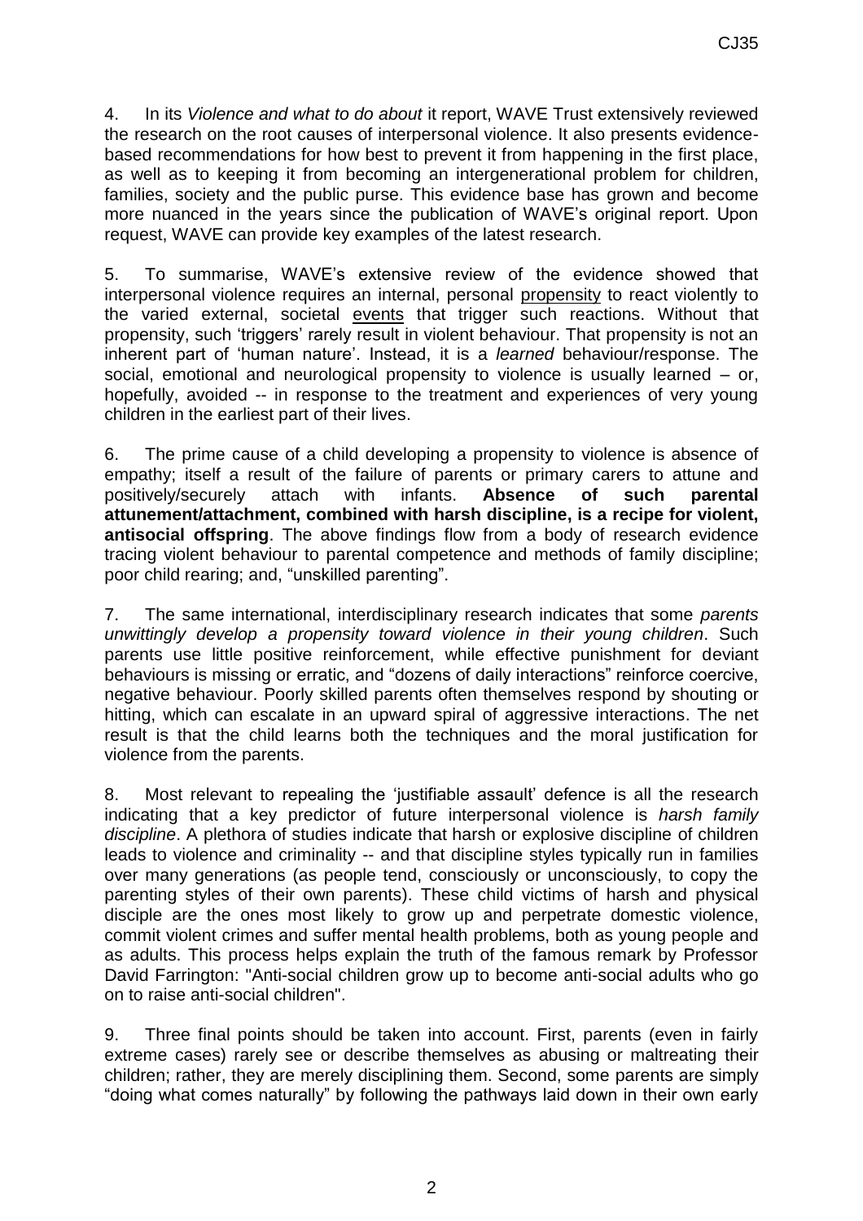4. In its *Violence and what to do about* it report, WAVE Trust extensively reviewed the research on the root causes of interpersonal violence. It also presents evidence-based recommendations for how best to prevent it from happening in the first place, as well as to keeping it from becoming an intergenerational problem for children, families, society and the public purse. This evidence base has grown and become more nuanced in the years since the publication of WAVE's original report. Upon request, WAVE can provide key examples of the latest research.

5. To summarise, WAVE's extensive review of the evidence showed that interpersonal violence requires an internal, personal propensity to react violently to the varied external, societal events that trigger such reactions. Without that propensity, such 'triggers' rarely result in violent behaviour. That propensity is not an inherent part of 'human nature'. Instead, it is a *learned* behaviour/response. The social, emotional and neurological propensity to violence is usually learned – or, hopefully, avoided -- in response to the treatment and experiences of very young children in the earliest part of their lives.

6. The prime cause of a child developing a propensity to violence is absence of empathy; itself a result of the failure of parents or primary carers to attune and positively/securely attach with infants. **Absence of such parental attunement/attachment, combined with harsh discipline, is a recipe for violent, antisocial offspring**. The above findings flow from a body of research evidence tracing violent behaviour to parental competence and methods of family discipline; poor child rearing; and, "unskilled parenting".

7. The same international, interdisciplinary research indicates that some *parents unwittingly develop a propensity toward violence in their young children*. Such parents use little positive reinforcement, while effective punishment for deviant behaviours is missing or erratic, and "dozens of daily interactions" reinforce coercive, negative behaviour. Poorly skilled parents often themselves respond by shouting or hitting, which can escalate in an upward spiral of aggressive interactions. The net result is that the child learns both the techniques and the moral justification for violence from the parents.

8. Most relevant to repealing the 'justifiable assault' defence is all the research indicating that a key predictor of future interpersonal violence is *harsh family discipline*. A plethora of studies indicate that harsh or explosive discipline of children leads to violence and criminality -- and that discipline styles typically run in families over many generations (as people tend, consciously or unconsciously, to copy the parenting styles of their own parents). These child victims of harsh and physical disciple are the ones most likely to grow up and perpetrate domestic violence, commit violent crimes and suffer mental health problems, both as young people and as adults. This process helps explain the truth of the famous remark by Professor David Farrington: "Anti-social children grow up to become anti-social adults who go on to raise anti-social children".

9. Three final points should be taken into account. First, parents (even in fairly extreme cases) rarely see or describe themselves as abusing or maltreating their children; rather, they are merely disciplining them. Second, some parents are simply "doing what comes naturally" by following the pathways laid down in their own early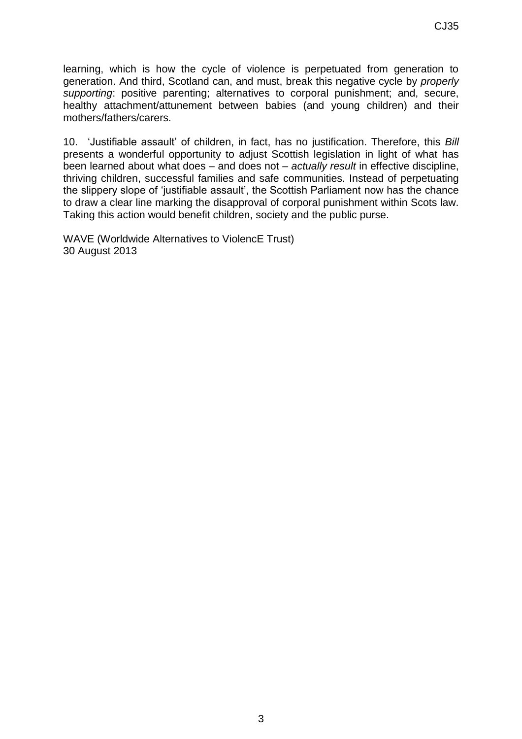learning, which is how the cycle of violence is perpetuated from generation to generation. And third, Scotland can, and must, break this negative cycle by *properly supporting*: positive parenting; alternatives to corporal punishment; and, secure, healthy attachment/attunement between babies (and young children) and their mothers/fathers/carers.

10. 'Justifiable assault' of children, in fact, has no justification. Therefore, this *Bill* presents a wonderful opportunity to adjust Scottish legislation in light of what has been learned about what does – and does not – *actually result* in effective discipline, thriving children, successful families and safe communities. Instead of perpetuating the slippery slope of 'justifiable assault', the Scottish Parliament now has the chance to draw a clear line marking the disapproval of corporal punishment within Scots law. Taking this action would benefit children, society and the public purse.

WAVE (Worldwide Alternatives to ViolencE Trust)
30 August 2013